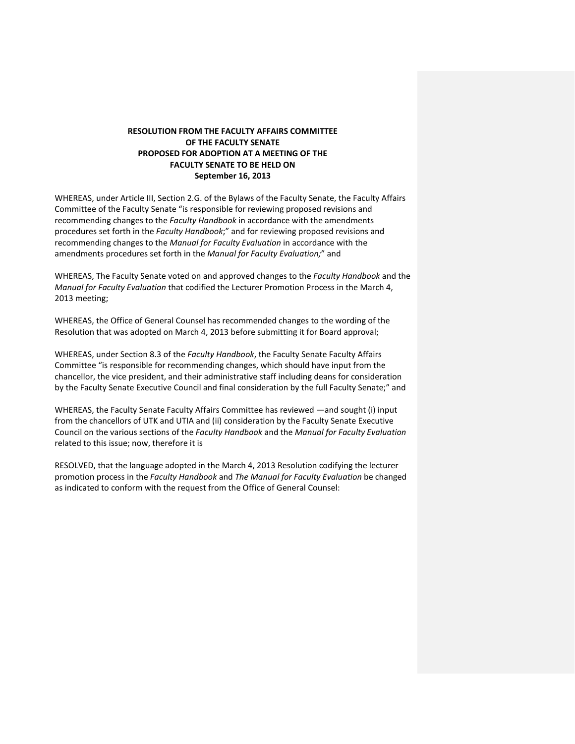**RESOLUTION FROM THE FACULTY AFFAIRS COMMITTEE OF THE FACULTY SENATE PROPOSED FOR ADOPTION AT A MEETING OF THE FACULTY SENATE TO BE HELD ON September 16, 2013**

WHEREAS, under Article III, Section 2.G. of the Bylaws of the Faculty Senate, the Faculty Affairs Committee of the Faculty Senate "is responsible for reviewing proposed revisions and recommending changes to the *Faculty Handbook* in accordance with the amendments procedures set forth in the *Faculty Handbook*;" and for reviewing proposed revisions and recommending changes to the *Manual for Faculty Evaluation* in accordance with the amendments procedures set forth in the *Manual for Faculty Evaluation;*" and

WHEREAS, The Faculty Senate voted on and approved changes to the *Faculty Handbook* and the *Manual for Faculty Evaluation* that codified the Lecturer Promotion Process in the March 4, 2013 meeting;

WHEREAS, the Office of General Counsel has recommended changes to the wording of the Resolution that was adopted on March 4, 2013 before submitting it for Board approval;

WHEREAS, under Section 8.3 of the *Faculty Handbook*, the Faculty Senate Faculty Affairs Committee "is responsible for recommending changes, which should have input from the chancellor, the vice president, and their administrative staff including deans for consideration by the Faculty Senate Executive Council and final consideration by the full Faculty Senate;" and

WHEREAS, the Faculty Senate Faculty Affairs Committee has reviewed —and sought (i) input from the chancellors of UTK and UTIA and (ii) consideration by the Faculty Senate Executive Council on the various sections of the *Faculty Handbook* and the *Manual for Faculty Evaluation* related to this issue; now, therefore it is

RESOLVED, that the language adopted in the March 4, 2013 Resolution codifying the lecturer promotion process in the *Faculty Handbook* and *The Manual for Faculty Evaluation* be changed as indicated to conform with the request from the Office of General Counsel: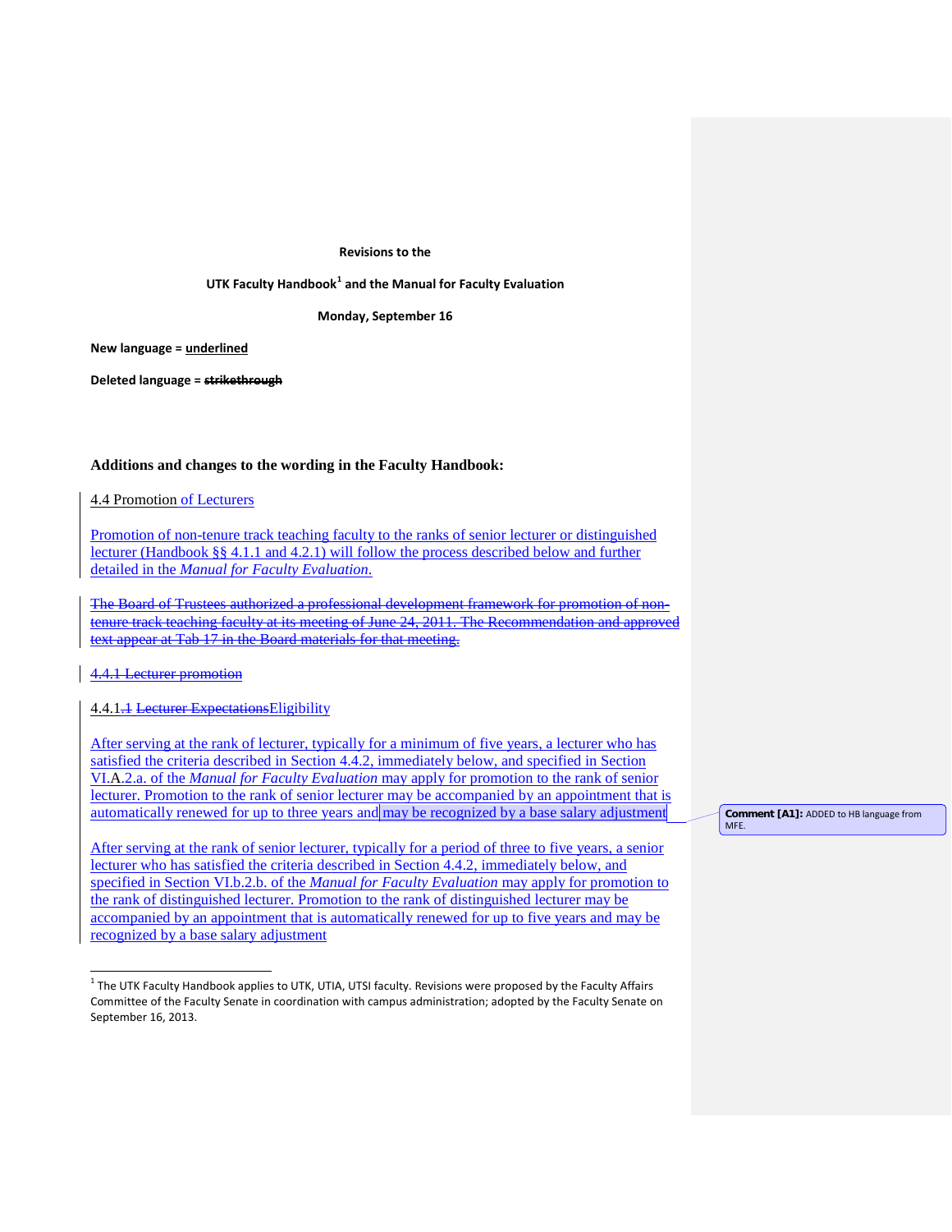**Revisions to the**

**UTK Faculty Handbook[1] and the Manual for Faculty Evaluation**

**Monday, September 16**

**New language = <u>underlined</u>**

**Deleted language = ~~strikethrough~~**

### Additions and changes to the wording in the Faculty Handbook:

4.4 Promotion <u>of Lecturers</u>

<u>Promotion of non-tenure track teaching faculty to the ranks of senior lecturer or distinguished lecturer (Handbook §§ 4.1.1 and 4.2.1) will follow the process described below and further detailed in the *Manual for Faculty Evaluation*.</u>

~~The Board of Trustees authorized a professional development framework for promotion of non-tenure track teaching faculty at its meeting of June 24, 2011. The Recommendation and approved text appear at Tab 17 in the Board materials for that meeting.~~

~~4.4.1 Lecturer promotion~~

4.4.1~~.1~~ ~~Lecturer Expectations~~<u>Eligibility</u>

<u>After serving at the rank of lecturer, typically for a minimum of five years, a lecturer who has satisfied the criteria described in Section 4.4.2, immediately below, and specified in Section VI.A.2.a. of the *Manual for Faculty Evaluation* may apply for promotion to the rank of senior lecturer. Promotion to the rank of senior lecturer may be accompanied by an appointment that is automatically renewed for up to three years and may be recognized by a base salary adjustment</u>

**Comment [A1]:** ADDED to HB language from MFE.

<u>After serving at the rank of senior lecturer, typically for a period of three to five years, a senior lecturer who has satisfied the criteria described in Section 4.4.2, immediately below, and specified in Section VI.b.2.b. of the *Manual for Faculty Evaluation* may apply for promotion to the rank of distinguished lecturer. Promotion to the rank of distinguished lecturer may be accompanied by an appointment that is automatically renewed for up to five years and may be recognized by a base salary adjustment</u>

[1] The UTK Faculty Handbook applies to UTK, UTIA, UTSI faculty. Revisions were proposed by the Faculty Affairs Committee of the Faculty Senate in coordination with campus administration; adopted by the Faculty Senate on September 16, 2013.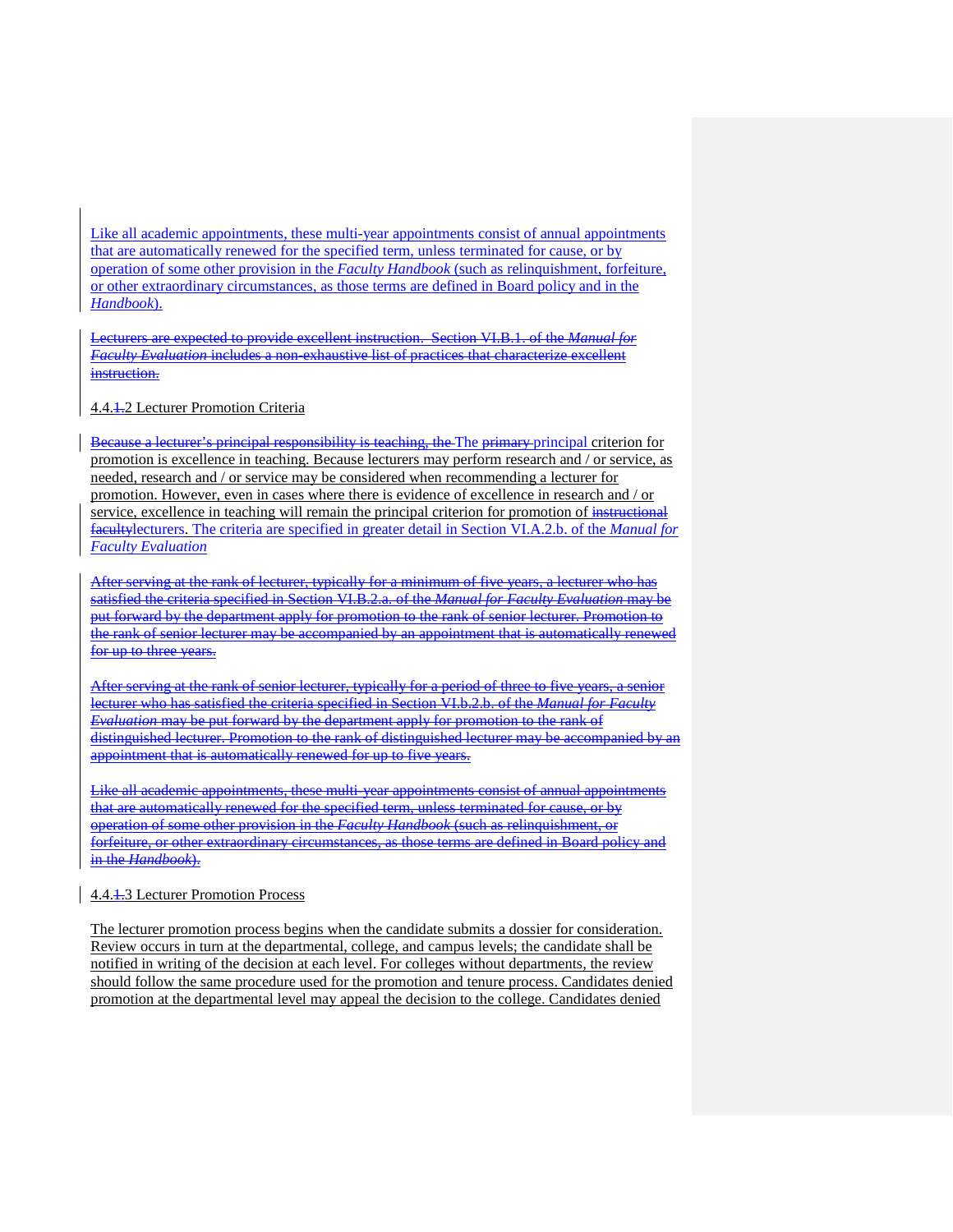Like all academic appointments, these multi-year appointments consist of annual appointments that are automatically renewed for the specified term, unless terminated for cause, or by operation of some other provision in the *Faculty Handbook* (such as relinquishment, forfeiture, or other extraordinary circumstances, as those terms are defined in Board policy and in the *Handbook*).

~~Lecturers are expected to provide excellent instruction. Section VI.B.1. of the *Manual for Faculty Evaluation* includes a non-exhaustive list of practices that characterize excellent instruction.~~

4.4.~~1.~~2 Lecturer Promotion Criteria

~~Because a lecturer's principal responsibility is teaching, the~~ The ~~primary~~ principal criterion for promotion is excellence in teaching. Because lecturers may perform research and / or service, as needed, research and / or service may be considered when recommending a lecturer for promotion. However, even in cases where there is evidence of excellence in research and / or service, excellence in teaching will remain the principal criterion for promotion of ~~instructional faculty~~lecturers. The criteria are specified in greater detail in Section VI.A.2.b. of the *Manual for Faculty Evaluation*

~~After serving at the rank of lecturer, typically for a minimum of five years, a lecturer who has satisfied the criteria specified in Section VI.B.2.a. of the *Manual for Faculty Evaluation* may be put forward by the department apply for promotion to the rank of senior lecturer. Promotion to the rank of senior lecturer may be accompanied by an appointment that is automatically renewed for up to three years.~~

~~After serving at the rank of senior lecturer, typically for a period of three to five years, a senior lecturer who has satisfied the criteria specified in Section VI.b.2.b. of the *Manual for Faculty Evaluation* may be put forward by the department apply for promotion to the rank of distinguished lecturer. Promotion to the rank of distinguished lecturer may be accompanied by an appointment that is automatically renewed for up to five years.~~

~~Like all academic appointments, these multi-year appointments consist of annual appointments that are automatically renewed for the specified term, unless terminated for cause, or by operation of some other provision in the *Faculty Handbook* (such as relinquishment, or forfeiture, or other extraordinary circumstances, as those terms are defined in Board policy and in the *Handbook*).~~

4.4.~~1.~~3 Lecturer Promotion Process

The lecturer promotion process begins when the candidate submits a dossier for consideration. Review occurs in turn at the departmental, college, and campus levels; the candidate shall be notified in writing of the decision at each level. For colleges without departments, the review should follow the same procedure used for the promotion and tenure process. Candidates denied promotion at the departmental level may appeal the decision to the college. Candidates denied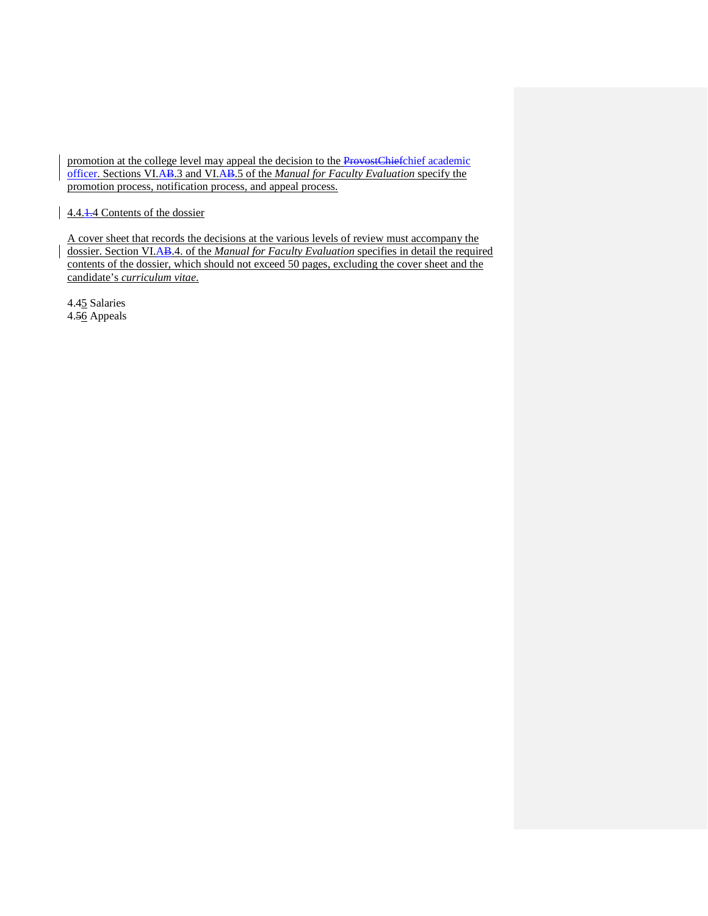promotion at the college level may appeal the decision to the ProvostChiefchief academic officer. Sections VI.AB.3 and VI.AB.5 of the *Manual for Faculty Evaluation* specify the promotion process, notification process, and appeal process.

4.4.1.4 Contents of the dossier

A cover sheet that records the decisions at the various levels of review must accompany the dossier. Section VI.AB.4. of the *Manual for Faculty Evaluation* specifies in detail the required contents of the dossier, which should not exceed 50 pages, excluding the cover sheet and the candidate's *curriculum vitae*.

4.45 Salaries
4.56 Appeals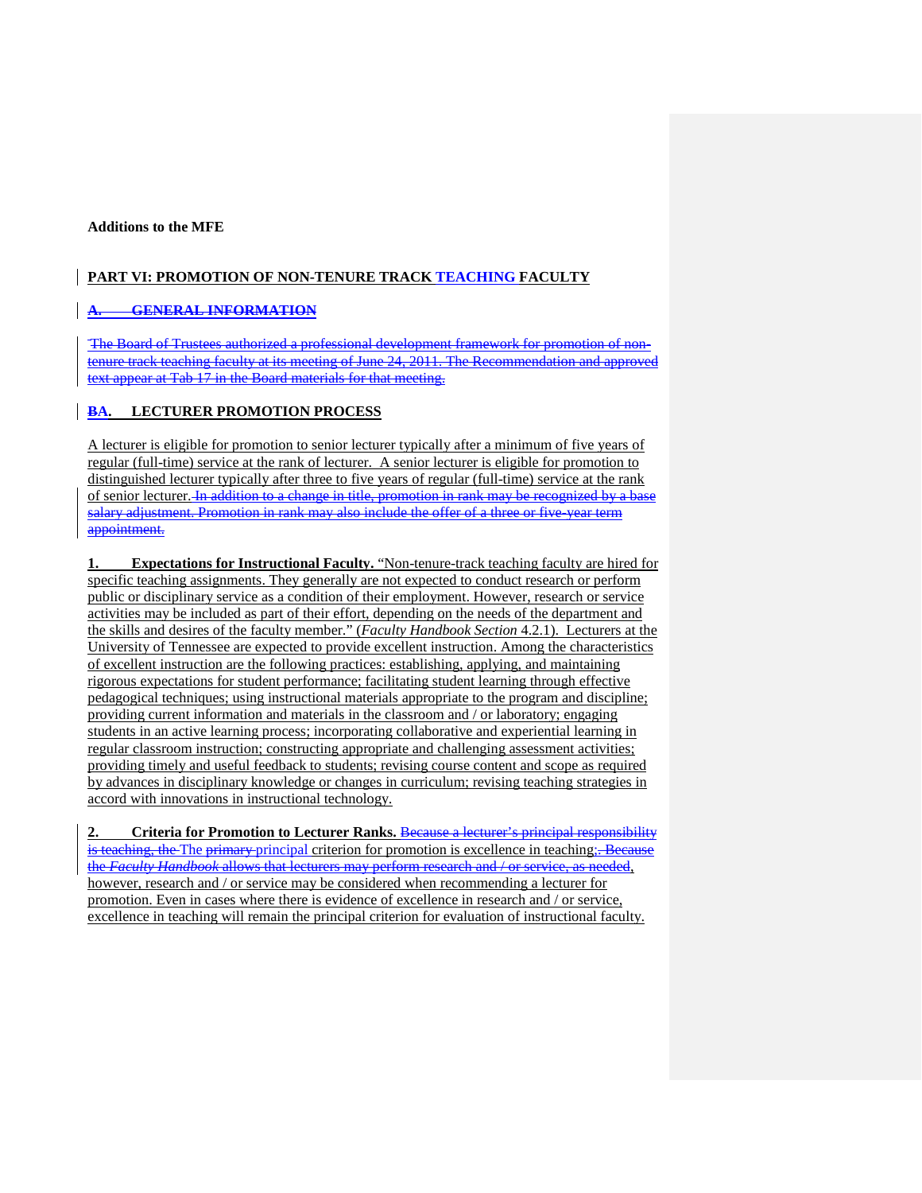**Additions to the MFE**

**PART VI: PROMOTION OF NON-TENURE TRACK TEACHING FACULTY**

~~**A. GENERAL INFORMATION**~~

~~The Board of Trustees authorized a professional development framework for promotion of non-tenure track teaching faculty at its meeting of June 24, 2011. The Recommendation and approved text appear at Tab 17 in the Board materials for that meeting.~~

**~~B~~A. LECTURER PROMOTION PROCESS**

A lecturer is eligible for promotion to senior lecturer typically after a minimum of five years of regular (full-time) service at the rank of lecturer. A senior lecturer is eligible for promotion to distinguished lecturer typically after three to five years of regular (full-time) service at the rank of senior lecturer. ~~In addition to a change in title, promotion in rank may be recognized by a base salary adjustment. Promotion in rank may also include the offer of a three or five-year term appointment.~~

**1. Expectations for Instructional Faculty.** "Non-tenure-track teaching faculty are hired for specific teaching assignments. They generally are not expected to conduct research or perform public or disciplinary service as a condition of their employment. However, research or service activities may be included as part of their effort, depending on the needs of the department and the skills and desires of the faculty member." (*Faculty Handbook Section* 4.2.1). Lecturers at the University of Tennessee are expected to provide excellent instruction. Among the characteristics of excellent instruction are the following practices: establishing, applying, and maintaining rigorous expectations for student performance; facilitating student learning through effective pedagogical techniques; using instructional materials appropriate to the program and discipline; providing current information and materials in the classroom and / or laboratory; engaging students in an active learning process; incorporating collaborative and experiential learning in regular classroom instruction; constructing appropriate and challenging assessment activities; providing timely and useful feedback to students; revising course content and scope as required by advances in disciplinary knowledge or changes in curriculum; revising teaching strategies in accord with innovations in instructional technology.

**2. Criteria for Promotion to Lecturer Ranks.** ~~Because a lecturer's principal responsibility is teaching, the~~ The ~~primary~~ principal criterion for promotion is excellence in teaching;~~. Because the *Faculty Handbook* allows that lecturers may perform research and / or service, as needed~~, however, research and / or service may be considered when recommending a lecturer for promotion. Even in cases where there is evidence of excellence in research and / or service, excellence in teaching will remain the principal criterion for evaluation of instructional faculty.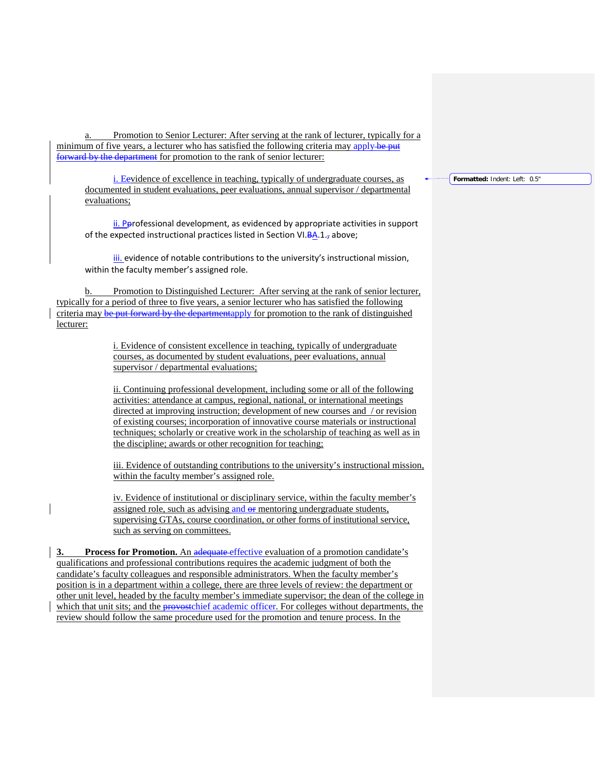a. Promotion to Senior Lecturer: After serving at the rank of lecturer, typically for a minimum of five years, a lecturer who has satisfied the following criteria may apply be put forward by the department for promotion to the rank of senior lecturer:

i. Evidence of excellence in teaching, typically of undergraduate courses, as documented in student evaluations, peer evaluations, annual supervisor / departmental evaluations;

ii. Professional development, as evidenced by appropriate activities in support of the expected instructional practices listed in Section VI.A.1. above;

iii. evidence of notable contributions to the university's instructional mission, within the faculty member's assigned role.

b. Promotion to Distinguished Lecturer: After serving at the rank of senior lecturer, typically for a period of three to five years, a senior lecturer who has satisfied the following criteria may be put forward by the department apply for promotion to the rank of distinguished lecturer:

i. Evidence of consistent excellence in teaching, typically of undergraduate courses, as documented by student evaluations, peer evaluations, annual supervisor / departmental evaluations;

ii. Continuing professional development, including some or all of the following activities: attendance at campus, regional, national, or international meetings directed at improving instruction; development of new courses and / or revision of existing courses; incorporation of innovative course materials or instructional techniques; scholarly or creative work in the scholarship of teaching as well as in the discipline; awards or other recognition for teaching;

iii. Evidence of outstanding contributions to the university's instructional mission, within the faculty member's assigned role.

iv. Evidence of institutional or disciplinary service, within the faculty member's assigned role, such as advising and or mentoring undergraduate students, supervising GTAs, course coordination, or other forms of institutional service, such as serving on committees.

**3. Process for Promotion.** An adequate effective evaluation of a promotion candidate's qualifications and professional contributions requires the academic judgment of both the candidate's faculty colleagues and responsible administrators. When the faculty member's position is in a department within a college, there are three levels of review: the department or other unit level, headed by the faculty member's immediate supervisor; the dean of the college in which that unit sits; and the provost chief academic officer. For colleges without departments, the review should follow the same procedure used for the promotion and tenure process. In the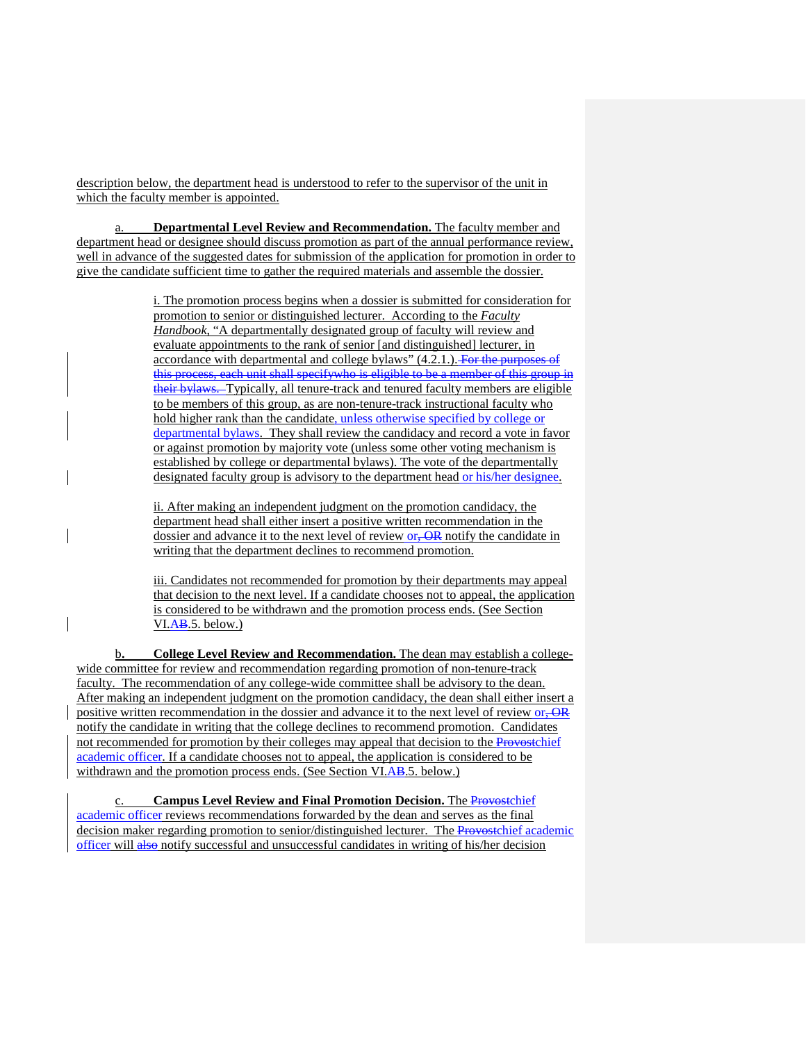description below, the department head is understood to refer to the supervisor of the unit in which the faculty member is appointed.

a. **Departmental Level Review and Recommendation.** The faculty member and department head or designee should discuss promotion as part of the annual performance review, well in advance of the suggested dates for submission of the application for promotion in order to give the candidate sufficient time to gather the required materials and assemble the dossier.

> i. The promotion process begins when a dossier is submitted for consideration for promotion to senior or distinguished lecturer. According to the *Faculty Handbook*, "A departmentally designated group of faculty will review and evaluate appointments to the rank of senior [and distinguished] lecturer, in accordance with departmental and college bylaws" (4.2.1.). ~~For the purposes of this process, each unit shall specifywho is eligible to be a member of this group in their bylaws.~~ Typically, all tenure-track and tenured faculty members are eligible to be members of this group, as are non-tenure-track instructional faculty who hold higher rank than the candidate, unless otherwise specified by college or departmental bylaws. They shall review the candidacy and record a vote in favor or against promotion by majority vote (unless some other voting mechanism is established by college or departmental bylaws). The vote of the departmentally designated faculty group is advisory to the department head or his/her designee.
>
> ii. After making an independent judgment on the promotion candidacy, the department head shall either insert a positive written recommendation in the dossier and advance it to the next level of review or~~, OR~~ notify the candidate in writing that the department declines to recommend promotion.
>
> iii. Candidates not recommended for promotion by their departments may appeal that decision to the next level. If a candidate chooses not to appeal, the application is considered to be withdrawn and the promotion process ends. (See Section VI.A~~B~~.5. below.)

b. **College Level Review and Recommendation.** The dean may establish a college-wide committee for review and recommendation regarding promotion of non-tenure-track faculty. The recommendation of any college-wide committee shall be advisory to the dean. After making an independent judgment on the promotion candidacy, the dean shall either insert a positive written recommendation in the dossier and advance it to the next level of review or~~, OR~~ notify the candidate in writing that the college declines to recommend promotion. Candidates not recommended for promotion by their colleges may appeal that decision to the ~~Provost~~chief academic officer. If a candidate chooses not to appeal, the application is considered to be withdrawn and the promotion process ends. (See Section VI.A~~B~~.5. below.)

c. **Campus Level Review and Final Promotion Decision.** The ~~Provost~~chief academic officer reviews recommendations forwarded by the dean and serves as the final decision maker regarding promotion to senior/distinguished lecturer. The ~~Provost~~chief academic officer will ~~also~~ notify successful and unsuccessful candidates in writing of his/her decision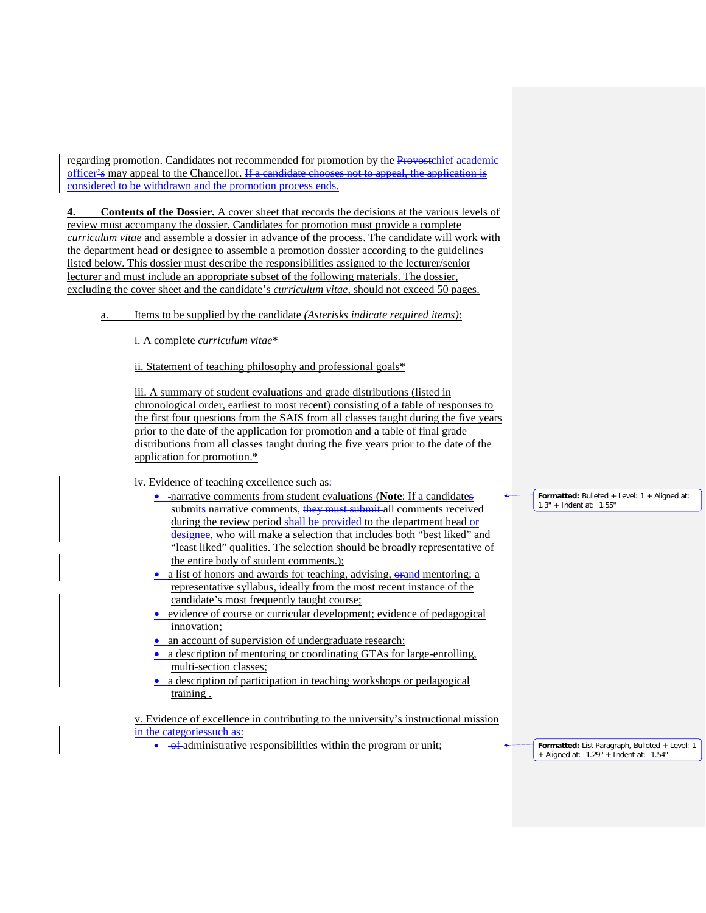regarding promotion. Candidates not recommended for promotion by the ~~Provost~~chief academic officer~~'s~~ may appeal to the Chancellor. ~~If a candidate chooses not to appeal, the application is considered to be withdrawn and the promotion process ends.~~

**4. Contents of the Dossier.** A cover sheet that records the decisions at the various levels of review must accompany the dossier. Candidates for promotion must provide a complete *curriculum vitae* and assemble a dossier in advance of the process. The candidate will work with the department head or designee to assemble a promotion dossier according to the guidelines listed below. This dossier must describe the responsibilities assigned to the lecturer/senior lecturer and must include an appropriate subset of the following materials. The dossier, excluding the cover sheet and the candidate's *curriculum vitae*, should not exceed 50 pages.

a. Items to be supplied by the candidate *(Asterisks indicate required items)*:

i. A complete *curriculum vitae*\*

ii. Statement of teaching philosophy and professional goals\*

iii. A summary of student evaluations and grade distributions (listed in chronological order, earliest to most recent) consisting of a table of responses to the first four questions from the SAIS from all classes taught during the five years prior to the date of the application for promotion and a table of final grade distributions from all classes taught during the five years prior to the date of the application for promotion.\*

iv. Evidence of teaching excellence such as:

- narrative comments from student evaluations (**Note**: If a candidate~~s~~ submits narrative comments, ~~they must submit~~ all comments received during the review period shall be provided to the department head or designee, who will make a selection that includes both "best liked" and "least liked" qualities. The selection should be broadly representative of the entire body of student comments.);
- a list of honors and awards for teaching, advising, ~~or~~and mentoring; a representative syllabus, ideally from the most recent instance of the candidate's most frequently taught course;
- evidence of course or curricular development; evidence of pedagogical innovation;
- an account of supervision of undergraduate research;
- a description of mentoring or coordinating GTAs for large-enrolling, multi-section classes;
- a description of participation in teaching workshops or pedagogical training .

v. Evidence of excellence in contributing to the university's instructional mission ~~in the categories~~such as:

- ~~of~~ administrative responsibilities within the program or unit;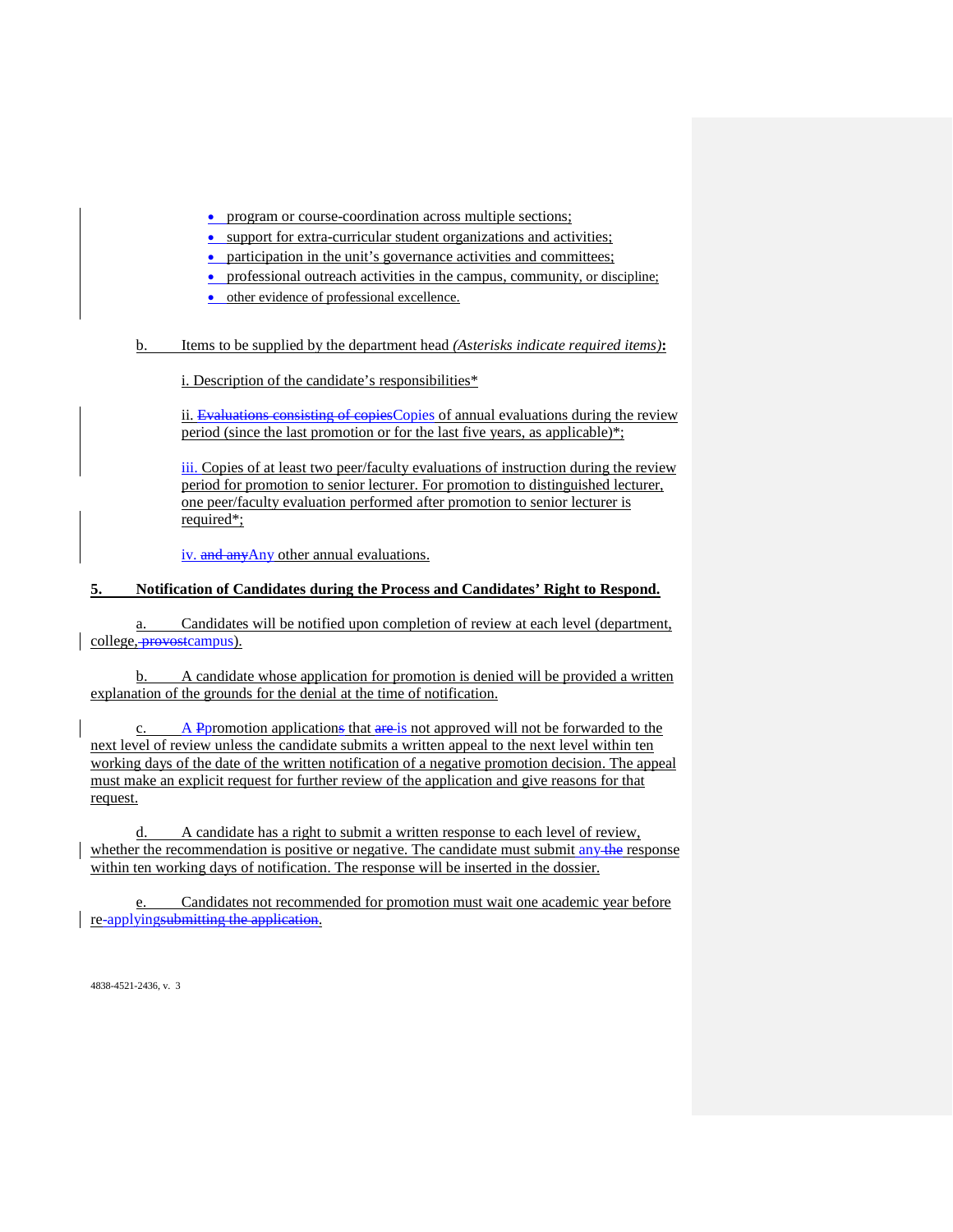- program or course-coordination across multiple sections;
- support for extra-curricular student organizations and activities;
- participation in the unit's governance activities and committees;
- professional outreach activities in the campus, community, or discipline;
- other evidence of professional excellence.

b. Items to be supplied by the department head *(Asterisks indicate required items)*:

i. Description of the candidate's responsibilities*

ii. ~~Evaluations consisting of copies~~Copies of annual evaluations during the review period (since the last promotion or for the last five years, as applicable)*;

iii. Copies of at least two peer/faculty evaluations of instruction during the review period for promotion to senior lecturer. For promotion to distinguished lecturer, one peer/faculty evaluation performed after promotion to senior lecturer is required*;

iv. ~~and any~~Any other annual evaluations.

**5. Notification of Candidates during the Process and Candidates' Right to Respond.**

a. Candidates will be notified upon completion of review at each level (department, college, ~~provost~~campus).

b. A candidate whose application for promotion is denied will be provided a written explanation of the grounds for the denial at the time of notification.

c. A ~~P~~promotion application~~s~~ that ~~are~~ is not approved will not be forwarded to the next level of review unless the candidate submits a written appeal to the next level within ten working days of the date of the written notification of a negative promotion decision. The appeal must make an explicit request for further review of the application and give reasons for that request.

d. A candidate has a right to submit a written response to each level of review, whether the recommendation is positive or negative. The candidate must submit any ~~the~~ response within ten working days of notification. The response will be inserted in the dossier.

e. Candidates not recommended for promotion must wait one academic year before re-applying~~submitting the application~~.